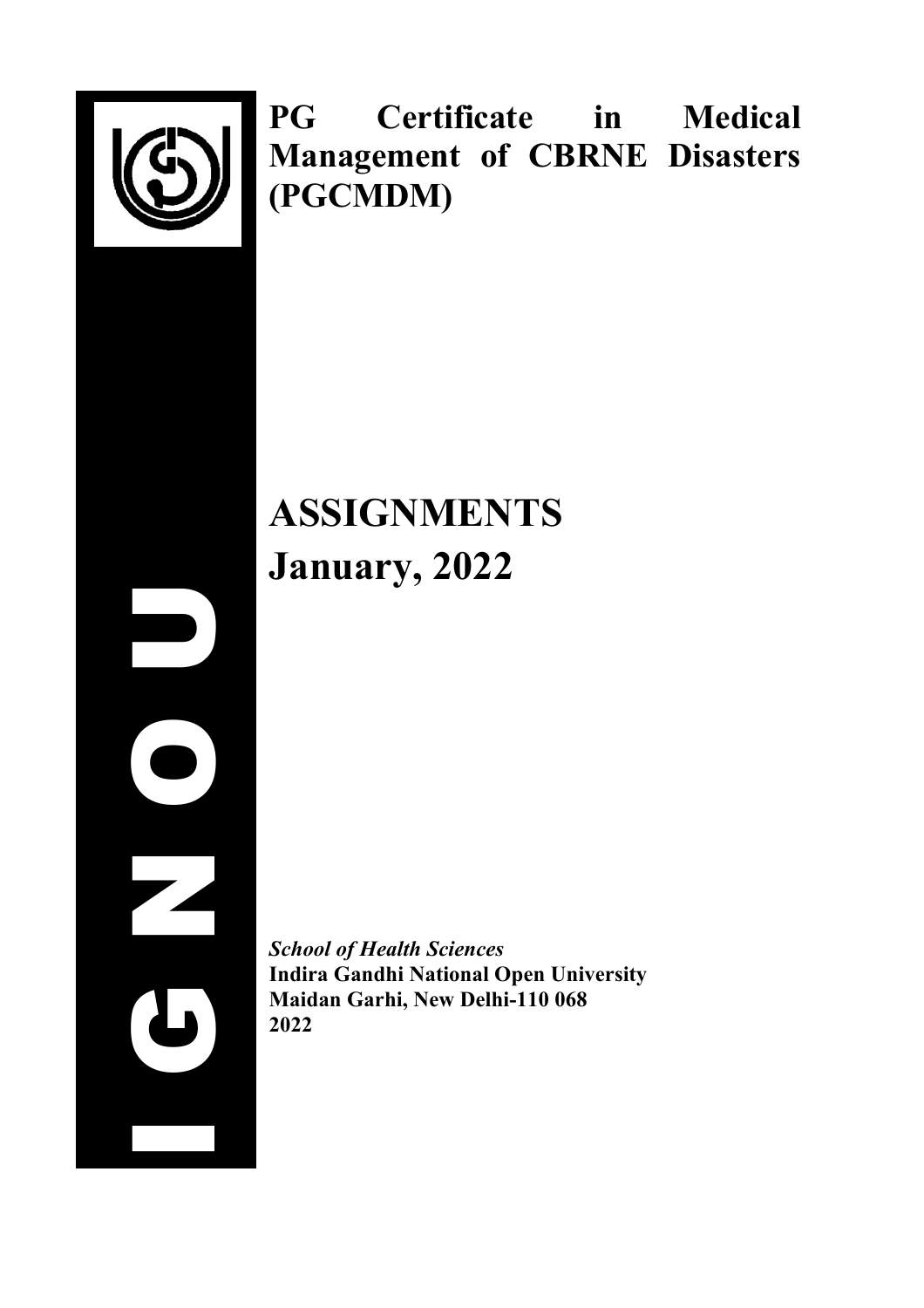# PG Certificate in Medical Management of CBRNE Disasters (PGCMDM)

# ASSIGNMENTS
# January, 2022

*School of Health Sciences*
**Indira Gandhi National Open University**
**Maidan Garhi, New Delhi-110 068**
**2022**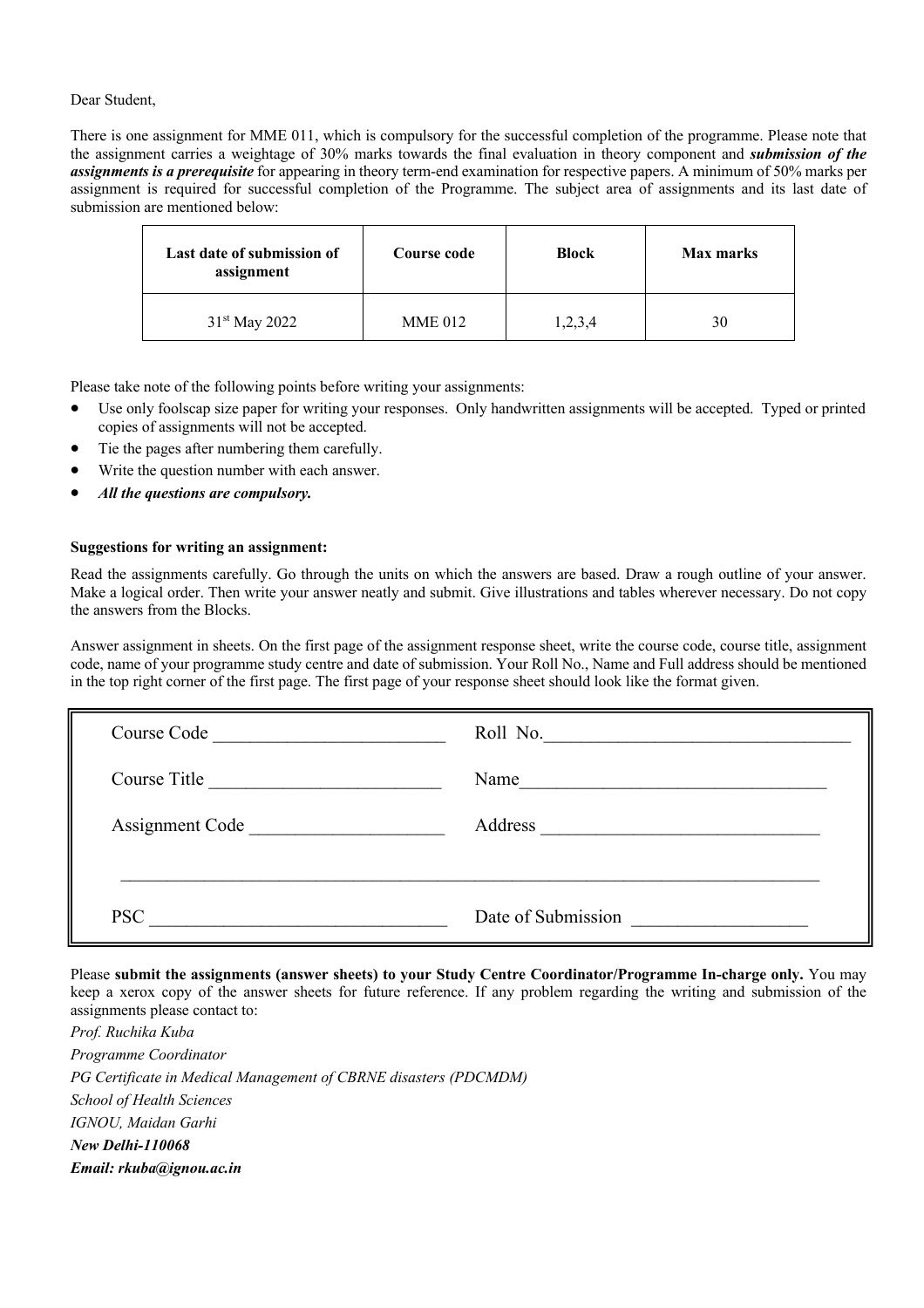Dear Student,

There is one assignment for MME 011, which is compulsory for the successful completion of the programme. Please note that the assignment carries a weightage of 30% marks towards the final evaluation in theory component and ***submission of the assignments is a prerequisite*** for appearing in theory term-end examination for respective papers. A minimum of 50% marks per assignment is required for successful completion of the Programme. The subject area of assignments and its last date of submission are mentioned below:

| Last date of submission of assignment | Course code | Block | Max marks |
|---|---|---|---|
| 31st May 2022 | MME 012 | 1,2,3,4 | 30 |

Please take note of the following points before writing your assignments:

- Use only foolscap size paper for writing your responses. Only handwritten assignments will be accepted. Typed or printed copies of assignments will not be accepted.
- Tie the pages after numbering them carefully.
- Write the question number with each answer.
- ***All the questions are compulsory.***

**Suggestions for writing an assignment:**

Read the assignments carefully. Go through the units on which the answers are based. Draw a rough outline of your answer. Make a logical order. Then write your answer neatly and submit. Give illustrations and tables wherever necessary. Do not copy the answers from the Blocks.

Answer assignment in sheets. On the first page of the assignment response sheet, write the course code, course title, assignment code, name of your programme study centre and date of submission. Your Roll No., Name and Full address should be mentioned in the top right corner of the first page. The first page of your response sheet should look like the format given.

| | |
|---|---|
| Course Code ____________________ | Roll No. ____________________ |
| Course Title ____________________ | Name ____________________ |
| Assignment Code ____________________ | Address ____________________ |
| ____________________ | ____________________ |
| PSC ____________________ | Date of Submission ____________________ |

Please **submit the assignments (answer sheets) to your Study Centre Coordinator/Programme In-charge only.** You may keep a xerox copy of the answer sheets for future reference. If any problem regarding the writing and submission of the assignments please contact to:

*Prof. Ruchika Kuba*
*Programme Coordinator*
*PG Certificate in Medical Management of CBRNE disasters (PDCMDM)*
*School of Health Sciences*
*IGNOU, Maidan Garhi*
***New Delhi-110068***
***Email: rkuba@ignou.ac.in***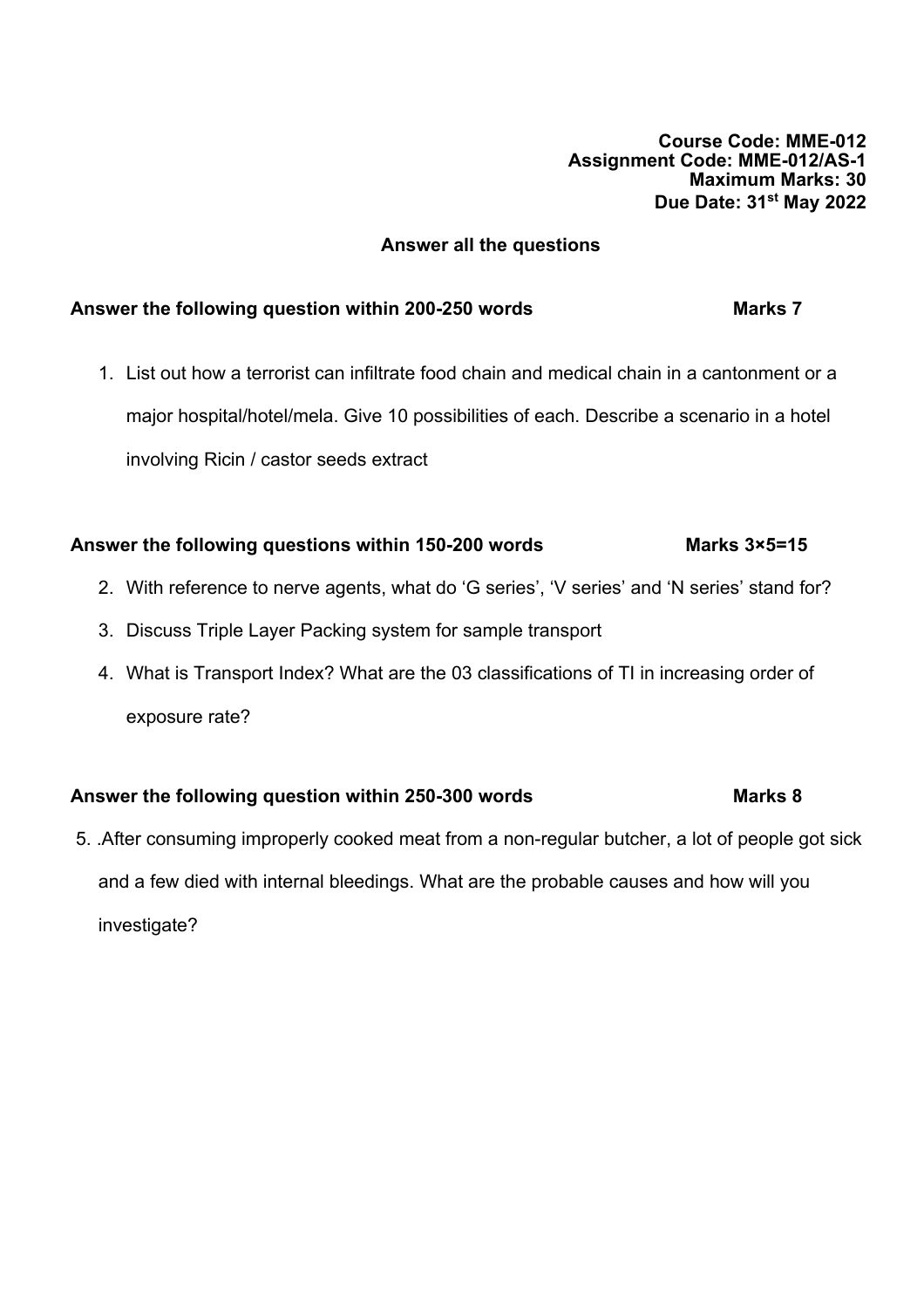**Course Code: MME-012**
**Assignment Code: MME-012/AS-1**
**Maximum Marks: 30**
**Due Date: 31st May 2022**

**Answer all the questions**

**Answer the following question within 200-250 words Marks 7**

1. List out how a terrorist can infiltrate food chain and medical chain in a cantonment or a major hospital/hotel/mela. Give 10 possibilities of each. Describe a scenario in a hotel involving Ricin / castor seeds extract

**Answer the following questions within 150-200 words Marks 3×5=15**

2. With reference to nerve agents, what do 'G series', 'V series' and 'N series' stand for?
3. Discuss Triple Layer Packing system for sample transport
4. What is Transport Index? What are the 03 classifications of TI in increasing order of exposure rate?

**Answer the following question within 250-300 words Marks 8**

5. .After consuming improperly cooked meat from a non-regular butcher, a lot of people got sick and a few died with internal bleedings. What are the probable causes and how will you investigate?